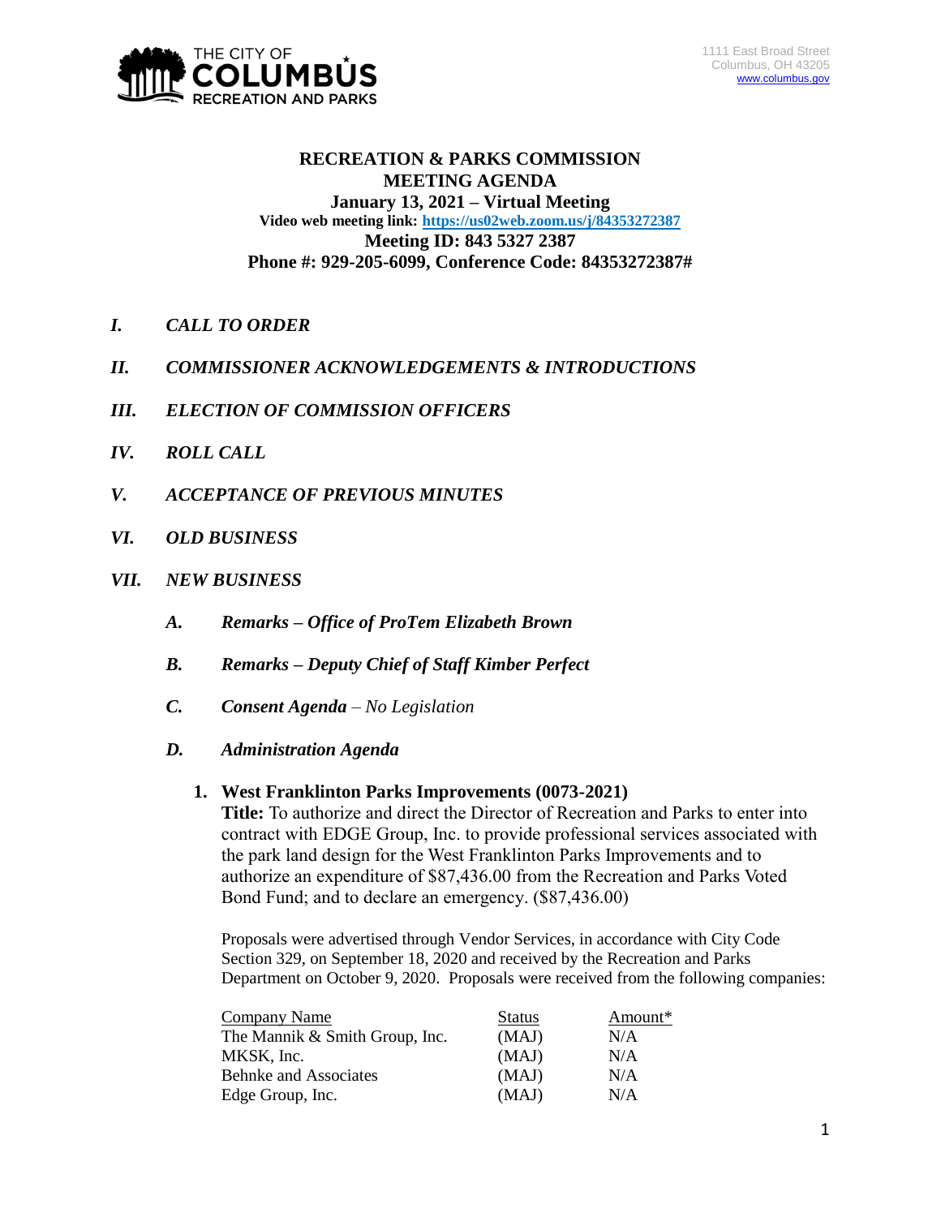THE CITY OF COLUMBUS RECREATION AND PARKS

1111 East Broad Street
Columbus, OH 43205
www.columbus.gov

# RECREATION & PARKS COMMISSION MEETING AGENDA

**January 13, 2021 – Virtual Meeting**
**Video web meeting link: https://us02web.zoom.us/j/84353272387**
**Meeting ID: 843 5327 2387**
**Phone #: 929-205-6099, Conference Code: 84353272387#**

***I. CALL TO ORDER***

***II. COMMISSIONER ACKNOWLEDGEMENTS & INTRODUCTIONS***

***III. ELECTION OF COMMISSION OFFICERS***

***IV. ROLL CALL***

***V. ACCEPTANCE OF PREVIOUS MINUTES***

***VI. OLD BUSINESS***

***VII. NEW BUSINESS***

***A. Remarks – Office of ProTem Elizabeth Brown***

***B. Remarks – Deputy Chief of Staff Kimber Perfect***

***C. Consent Agenda** – No Legislation*

***D. Administration Agenda***

**1. West Franklinton Parks Improvements (0073-2021)**
**Title:** To authorize and direct the Director of Recreation and Parks to enter into contract with EDGE Group, Inc. to provide professional services associated with the park land design for the West Franklinton Parks Improvements and to authorize an expenditure of $87,436.00 from the Recreation and Parks Voted Bond Fund; and to declare an emergency. ($87,436.00)

Proposals were advertised through Vendor Services, in accordance with City Code Section 329, on September 18, 2020 and received by the Recreation and Parks Department on October 9, 2020. Proposals were received from the following companies:

| Company Name | Status | Amount* |
|---|---|---|
| The Mannik & Smith Group, Inc. | (MAJ) | N/A |
| MKSK, Inc. | (MAJ) | N/A |
| Behnke and Associates | (MAJ) | N/A |
| Edge Group, Inc. | (MAJ) | N/A |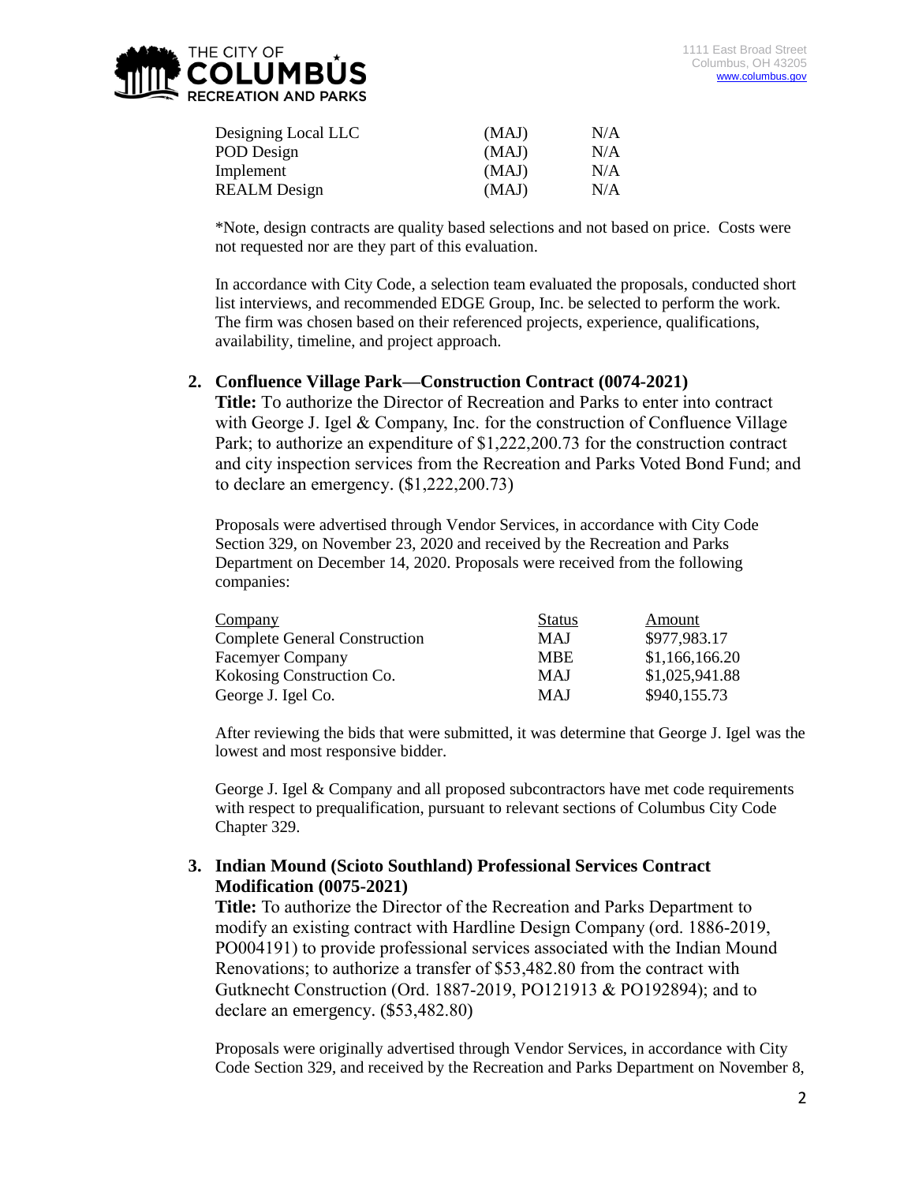| | | |
|---|---|---|
| Designing Local LLC | (MAJ) | N/A |
| POD Design | (MAJ) | N/A |
| Implement | (MAJ) | N/A |
| REALM Design | (MAJ) | N/A |

*Note, design contracts are quality based selections and not based on price. Costs were not requested nor are they part of this evaluation.

In accordance with City Code, a selection team evaluated the proposals, conducted short list interviews, and recommended EDGE Group, Inc. be selected to perform the work. The firm was chosen based on their referenced projects, experience, qualifications, availability, timeline, and project approach.

2. **Confluence Village Park—Construction Contract (0074-2021)**

   **Title:** To authorize the Director of Recreation and Parks to enter into contract with George J. Igel & Company, Inc. for the construction of Confluence Village Park; to authorize an expenditure of $1,222,200.73 for the construction contract and city inspection services from the Recreation and Parks Voted Bond Fund; and to declare an emergency. ($1,222,200.73)

   Proposals were advertised through Vendor Services, in accordance with City Code Section 329, on November 23, 2020 and received by the Recreation and Parks Department on December 14, 2020. Proposals were received from the following companies:

   | Company | Status | Amount |
   |---|---|---|
   | Complete General Construction | MAJ | $977,983.17 |
   | Facemyer Company | MBE | $1,166,166.20 |
   | Kokosing Construction Co. | MAJ | $1,025,941.88 |
   | George J. Igel Co. | MAJ | $940,155.73 |

   After reviewing the bids that were submitted, it was determine that George J. Igel was the lowest and most responsive bidder.

   George J. Igel & Company and all proposed subcontractors have met code requirements with respect to prequalification, pursuant to relevant sections of Columbus City Code Chapter 329.

3. **Indian Mound (Scioto Southland) Professional Services Contract Modification (0075-2021)**

   **Title:** To authorize the Director of the Recreation and Parks Department to modify an existing contract with Hardline Design Company (ord. 1886-2019, PO004191) to provide professional services associated with the Indian Mound Renovations; to authorize a transfer of $53,482.80 from the contract with Gutknecht Construction (Ord. 1887-2019, PO121913 & PO192894); and to declare an emergency. ($53,482.80)

   Proposals were originally advertised through Vendor Services, in accordance with City Code Section 329, and received by the Recreation and Parks Department on November 8,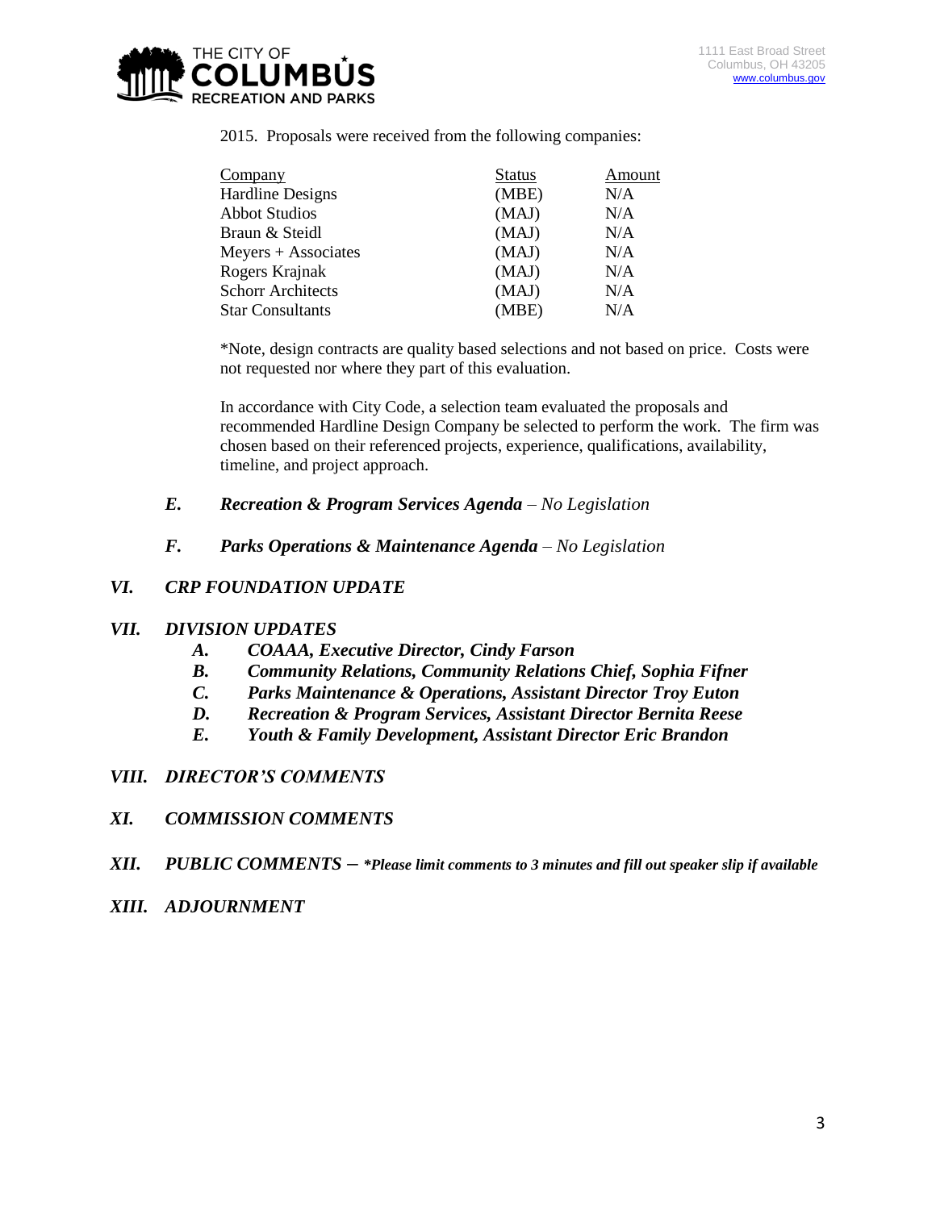2015. Proposals were received from the following companies:

| Company | Status | Amount |
|---|---|---|
| Hardline Designs | (MBE) | N/A |
| Abbot Studios | (MAJ) | N/A |
| Braun & Steidl | (MAJ) | N/A |
| Meyers + Associates | (MAJ) | N/A |
| Rogers Krajnak | (MAJ) | N/A |
| Schorr Architects | (MAJ) | N/A |
| Star Consultants | (MBE) | N/A |

*Note, design contracts are quality based selections and not based on price. Costs were not requested nor where they part of this evaluation.

In accordance with City Code, a selection team evaluated the proposals and recommended Hardline Design Company be selected to perform the work. The firm was chosen based on their referenced projects, experience, qualifications, availability, timeline, and project approach.

***E. Recreation & Program Services Agenda** – No Legislation*

***F. Parks Operations & Maintenance Agenda** – No Legislation*

## *VI. CRP FOUNDATION UPDATE*

## *VII. DIVISION UPDATES*

- ***A. COAAA, Executive Director, Cindy Farson***
- ***B. Community Relations, Community Relations Chief, Sophia Fifner***
- ***C. Parks Maintenance & Operations, Assistant Director Troy Euton***
- ***D. Recreation & Program Services, Assistant Director Bernita Reese***
- ***E. Youth & Family Development, Assistant Director Eric Brandon***

## *VIII. DIRECTOR'S COMMENTS*

## *XI. COMMISSION COMMENTS*

## *XII. PUBLIC COMMENTS – \*Please limit comments to 3 minutes and fill out speaker slip if available*

## *XIII. ADJOURNMENT*